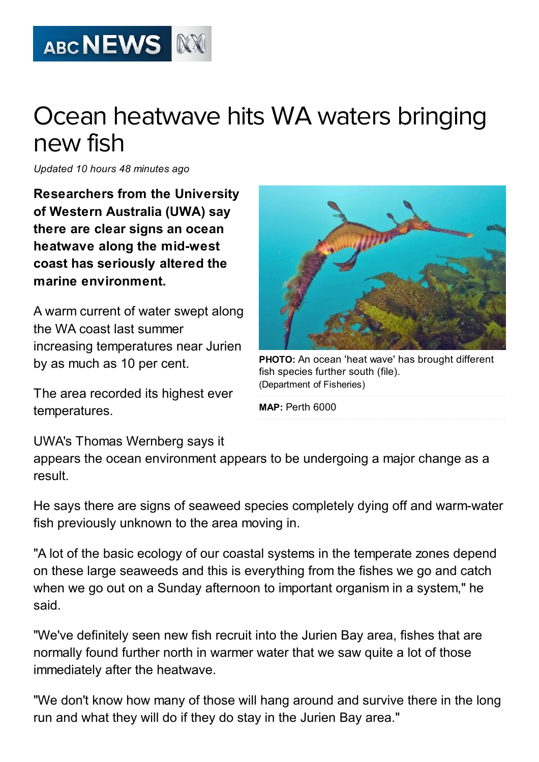# Ocean heatwave hits WA waters bringing new fish

*Updated 10 hours 48 minutes ago*

**Researchers from the University of Western Australia (UWA) say there are clear signs an ocean heatwave along the mid-west coast has seriously altered the marine environment.**

A warm current of water swept along the WA coast last summer increasing temperatures near Jurien by as much as 10 per cent.

The area recorded its highest ever temperatures.

**PHOTO:** An ocean 'heat wave' has brought different fish species further south (file). (Department of Fisheries)

**MAP:** Perth 6000

UWA's Thomas Wernberg says it appears the ocean environment appears to be undergoing a major change as a result.

He says there are signs of seaweed species completely dying off and warm-water fish previously unknown to the area moving in.

"A lot of the basic ecology of our coastal systems in the temperate zones depend on these large seaweeds and this is everything from the fishes we go and catch when we go out on a Sunday afternoon to important organism in a system," he said.

"We've definitely seen new fish recruit into the Jurien Bay area, fishes that are normally found further north in warmer water that we saw quite a lot of those immediately after the heatwave.

"We don't know how many of those will hang around and survive there in the long run and what they will do if they do stay in the Jurien Bay area."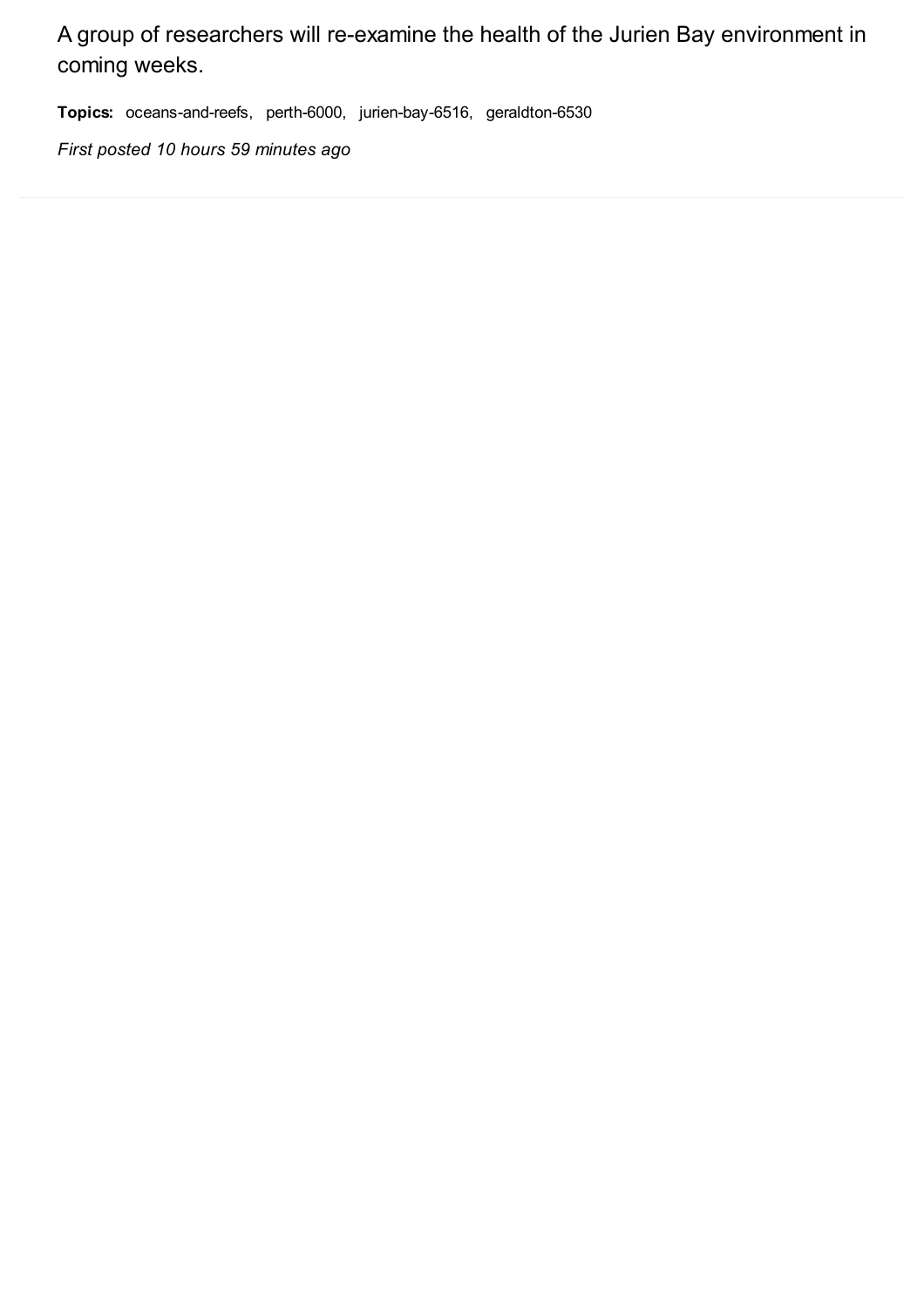A group of researchers will re-examine the health of the Jurien Bay environment in coming weeks.

**Topics:** oceans-and-reefs, perth-6000, jurien-bay-6516, geraldton-6530

*First posted 10 hours 59 minutes ago*